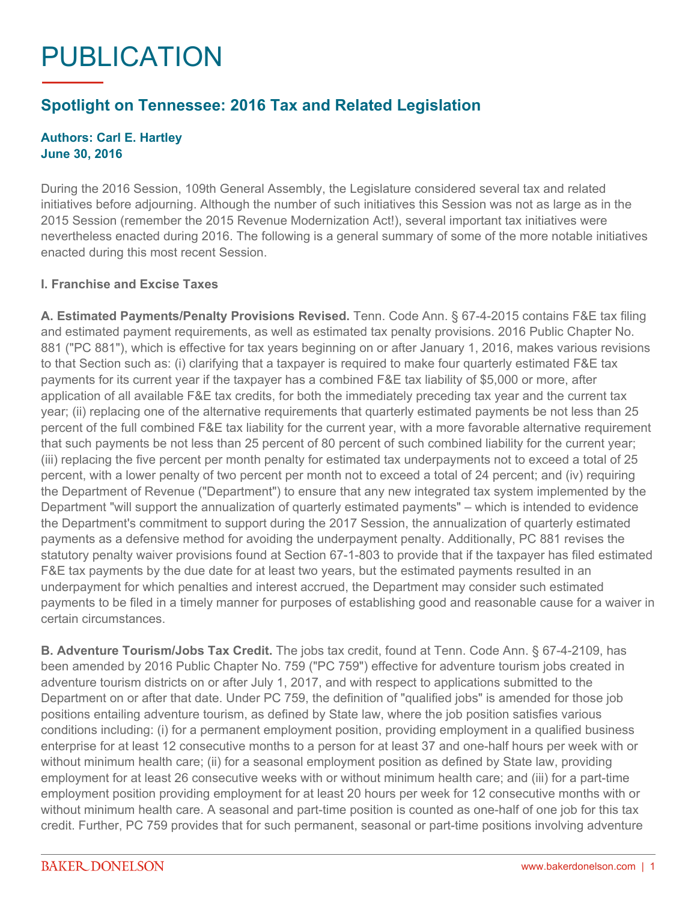# PUBLICATION

## Spotlight on Tennessee: 2016 Tax and Related Legislation

**Authors: Carl E. Hartley**
**June 30, 2016**

During the 2016 Session, 109th General Assembly, the Legislature considered several tax and related initiatives before adjourning. Although the number of such initiatives this Session was not as large as in the 2015 Session (remember the 2015 Revenue Modernization Act!), several important tax initiatives were nevertheless enacted during 2016. The following is a general summary of some of the more notable initiatives enacted during this most recent Session.

**I. Franchise and Excise Taxes**

**A. Estimated Payments/Penalty Provisions Revised.** Tenn. Code Ann. § 67-4-2015 contains F&E tax filing and estimated payment requirements, as well as estimated tax penalty provisions. 2016 Public Chapter No. 881 ("PC 881"), which is effective for tax years beginning on or after January 1, 2016, makes various revisions to that Section such as: (i) clarifying that a taxpayer is required to make four quarterly estimated F&E tax payments for its current year if the taxpayer has a combined F&E tax liability of $5,000 or more, after application of all available F&E tax credits, for both the immediately preceding tax year and the current tax year; (ii) replacing one of the alternative requirements that quarterly estimated payments be not less than 25 percent of the full combined F&E tax liability for the current year, with a more favorable alternative requirement that such payments be not less than 25 percent of 80 percent of such combined liability for the current year; (iii) replacing the five percent per month penalty for estimated tax underpayments not to exceed a total of 25 percent, with a lower penalty of two percent per month not to exceed a total of 24 percent; and (iv) requiring the Department of Revenue ("Department") to ensure that any new integrated tax system implemented by the Department "will support the annualization of quarterly estimated payments" – which is intended to evidence the Department's commitment to support during the 2017 Session, the annualization of quarterly estimated payments as a defensive method for avoiding the underpayment penalty. Additionally, PC 881 revises the statutory penalty waiver provisions found at Section 67-1-803 to provide that if the taxpayer has filed estimated F&E tax payments by the due date for at least two years, but the estimated payments resulted in an underpayment for which penalties and interest accrued, the Department may consider such estimated payments to be filed in a timely manner for purposes of establishing good and reasonable cause for a waiver in certain circumstances.

**B. Adventure Tourism/Jobs Tax Credit.** The jobs tax credit, found at Tenn. Code Ann. § 67-4-2109, has been amended by 2016 Public Chapter No. 759 ("PC 759") effective for adventure tourism jobs created in adventure tourism districts on or after July 1, 2017, and with respect to applications submitted to the Department on or after that date. Under PC 759, the definition of "qualified jobs" is amended for those job positions entailing adventure tourism, as defined by State law, where the job position satisfies various conditions including: (i) for a permanent employment position, providing employment in a qualified business enterprise for at least 12 consecutive months to a person for at least 37 and one-half hours per week with or without minimum health care; (ii) for a seasonal employment position as defined by State law, providing employment for at least 26 consecutive weeks with or without minimum health care; and (iii) for a part-time employment position providing employment for at least 20 hours per week for 12 consecutive months with or without minimum health care. A seasonal and part-time position is counted as one-half of one job for this tax credit. Further, PC 759 provides that for such permanent, seasonal or part-time positions involving adventure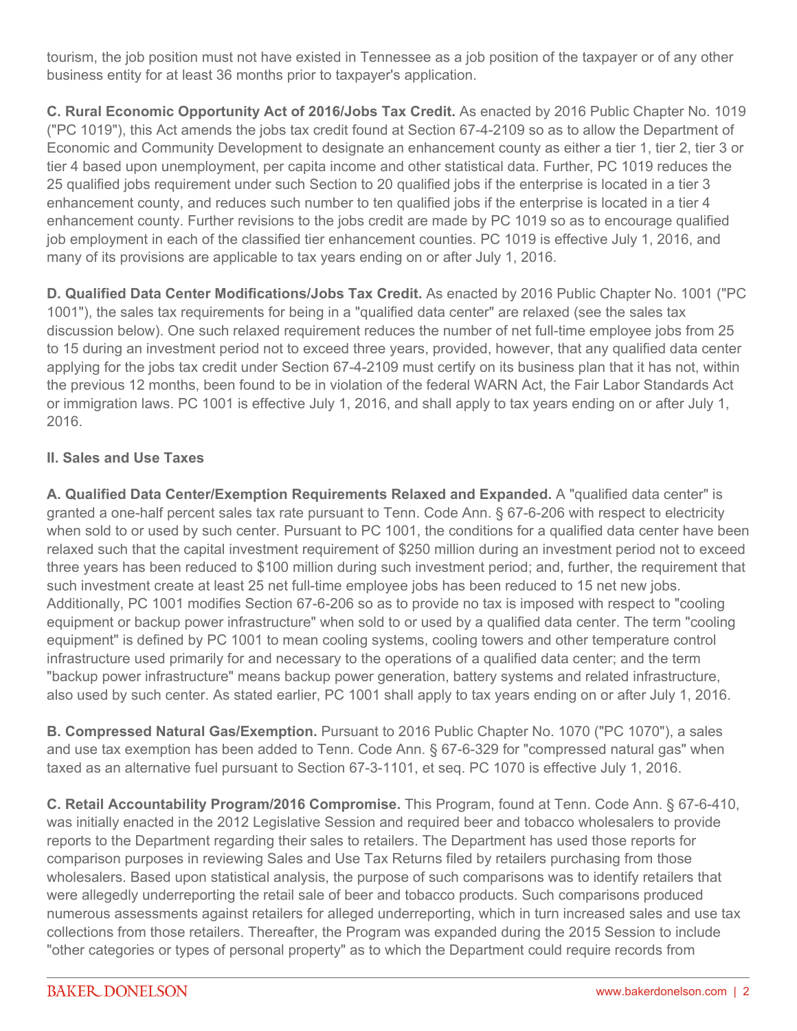tourism, the job position must not have existed in Tennessee as a job position of the taxpayer or of any other business entity for at least 36 months prior to taxpayer's application.

**C. Rural Economic Opportunity Act of 2016/Jobs Tax Credit.** As enacted by 2016 Public Chapter No. 1019 ("PC 1019"), this Act amends the jobs tax credit found at Section 67-4-2109 so as to allow the Department of Economic and Community Development to designate an enhancement county as either a tier 1, tier 2, tier 3 or tier 4 based upon unemployment, per capita income and other statistical data. Further, PC 1019 reduces the 25 qualified jobs requirement under such Section to 20 qualified jobs if the enterprise is located in a tier 3 enhancement county, and reduces such number to ten qualified jobs if the enterprise is located in a tier 4 enhancement county. Further revisions to the jobs credit are made by PC 1019 so as to encourage qualified job employment in each of the classified tier enhancement counties. PC 1019 is effective July 1, 2016, and many of its provisions are applicable to tax years ending on or after July 1, 2016.

**D. Qualified Data Center Modifications/Jobs Tax Credit.** As enacted by 2016 Public Chapter No. 1001 ("PC 1001"), the sales tax requirements for being in a "qualified data center" are relaxed (see the sales tax discussion below). One such relaxed requirement reduces the number of net full-time employee jobs from 25 to 15 during an investment period not to exceed three years, provided, however, that any qualified data center applying for the jobs tax credit under Section 67-4-2109 must certify on its business plan that it has not, within the previous 12 months, been found to be in violation of the federal WARN Act, the Fair Labor Standards Act or immigration laws. PC 1001 is effective July 1, 2016, and shall apply to tax years ending on or after July 1, 2016.

## II. Sales and Use Taxes

**A. Qualified Data Center/Exemption Requirements Relaxed and Expanded.** A "qualified data center" is granted a one-half percent sales tax rate pursuant to Tenn. Code Ann. § 67-6-206 with respect to electricity when sold to or used by such center. Pursuant to PC 1001, the conditions for a qualified data center have been relaxed such that the capital investment requirement of $250 million during an investment period not to exceed three years has been reduced to $100 million during such investment period; and, further, the requirement that such investment create at least 25 net full-time employee jobs has been reduced to 15 net new jobs. Additionally, PC 1001 modifies Section 67-6-206 so as to provide no tax is imposed with respect to "cooling equipment or backup power infrastructure" when sold to or used by a qualified data center. The term "cooling equipment" is defined by PC 1001 to mean cooling systems, cooling towers and other temperature control infrastructure used primarily for and necessary to the operations of a qualified data center; and the term "backup power infrastructure" means backup power generation, battery systems and related infrastructure, also used by such center. As stated earlier, PC 1001 shall apply to tax years ending on or after July 1, 2016.

**B. Compressed Natural Gas/Exemption.** Pursuant to 2016 Public Chapter No. 1070 ("PC 1070"), a sales and use tax exemption has been added to Tenn. Code Ann. § 67-6-329 for "compressed natural gas" when taxed as an alternative fuel pursuant to Section 67-3-1101, et seq. PC 1070 is effective July 1, 2016.

**C. Retail Accountability Program/2016 Compromise.** This Program, found at Tenn. Code Ann. § 67-6-410, was initially enacted in the 2012 Legislative Session and required beer and tobacco wholesalers to provide reports to the Department regarding their sales to retailers. The Department has used those reports for comparison purposes in reviewing Sales and Use Tax Returns filed by retailers purchasing from those wholesalers. Based upon statistical analysis, the purpose of such comparisons was to identify retailers that were allegedly underreporting the retail sale of beer and tobacco products. Such comparisons produced numerous assessments against retailers for alleged underreporting, which in turn increased sales and use tax collections from those retailers. Thereafter, the Program was expanded during the 2015 Session to include "other categories or types of personal property" as to which the Department could require records from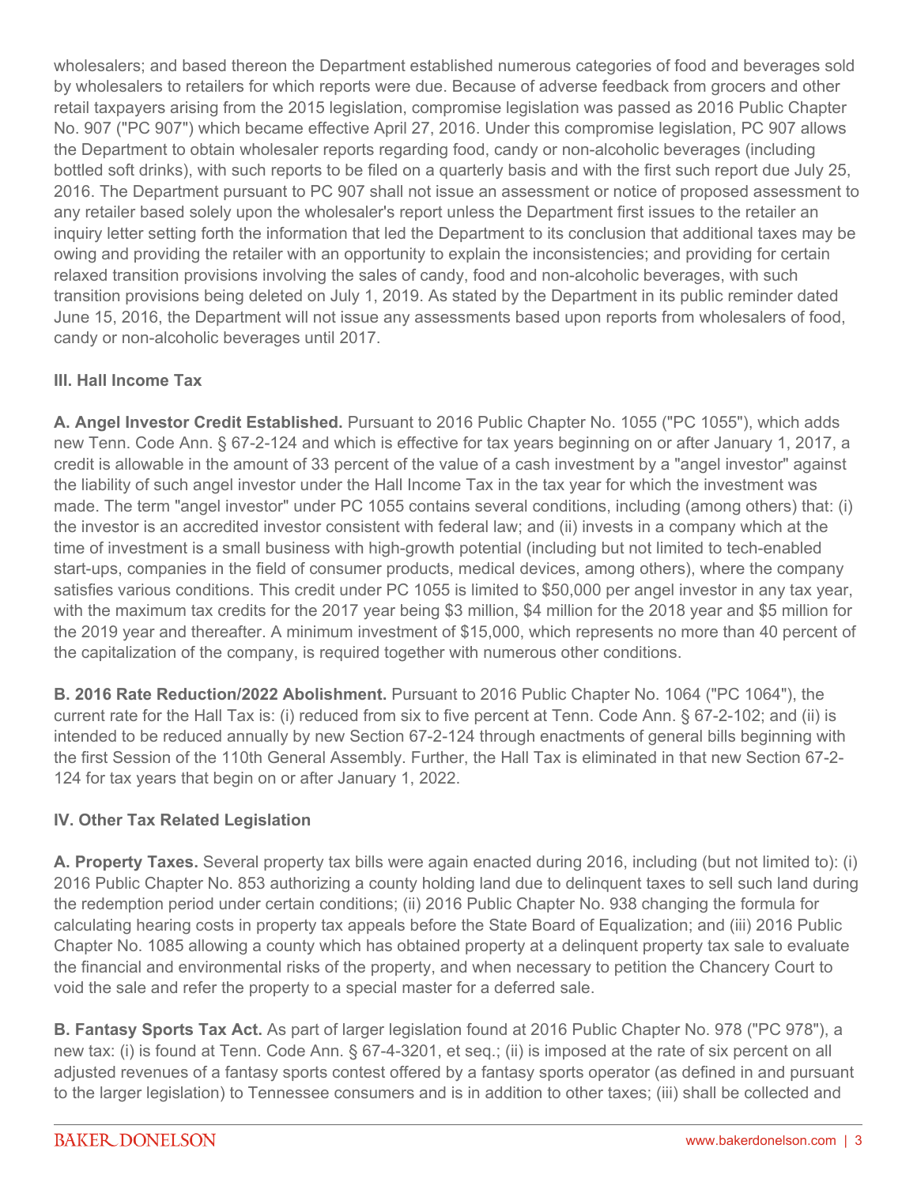wholesalers; and based thereon the Department established numerous categories of food and beverages sold by wholesalers to retailers for which reports were due. Because of adverse feedback from grocers and other retail taxpayers arising from the 2015 legislation, compromise legislation was passed as 2016 Public Chapter No. 907 ("PC 907") which became effective April 27, 2016. Under this compromise legislation, PC 907 allows the Department to obtain wholesaler reports regarding food, candy or non-alcoholic beverages (including bottled soft drinks), with such reports to be filed on a quarterly basis and with the first such report due July 25, 2016. The Department pursuant to PC 907 shall not issue an assessment or notice of proposed assessment to any retailer based solely upon the wholesaler's report unless the Department first issues to the retailer an inquiry letter setting forth the information that led the Department to its conclusion that additional taxes may be owing and providing the retailer with an opportunity to explain the inconsistencies; and providing for certain relaxed transition provisions involving the sales of candy, food and non-alcoholic beverages, with such transition provisions being deleted on July 1, 2019. As stated by the Department in its public reminder dated June 15, 2016, the Department will not issue any assessments based upon reports from wholesalers of food, candy or non-alcoholic beverages until 2017.

### III. Hall Income Tax

**A. Angel Investor Credit Established.** Pursuant to 2016 Public Chapter No. 1055 ("PC 1055"), which adds new Tenn. Code Ann. § 67-2-124 and which is effective for tax years beginning on or after January 1, 2017, a credit is allowable in the amount of 33 percent of the value of a cash investment by a "angel investor" against the liability of such angel investor under the Hall Income Tax in the tax year for which the investment was made. The term "angel investor" under PC 1055 contains several conditions, including (among others) that: (i) the investor is an accredited investor consistent with federal law; and (ii) invests in a company which at the time of investment is a small business with high-growth potential (including but not limited to tech-enabled start-ups, companies in the field of consumer products, medical devices, among others), where the company satisfies various conditions. This credit under PC 1055 is limited to $50,000 per angel investor in any tax year, with the maximum tax credits for the 2017 year being $3 million, $4 million for the 2018 year and $5 million for the 2019 year and thereafter. A minimum investment of $15,000, which represents no more than 40 percent of the capitalization of the company, is required together with numerous other conditions.

**B. 2016 Rate Reduction/2022 Abolishment.** Pursuant to 2016 Public Chapter No. 1064 ("PC 1064"), the current rate for the Hall Tax is: (i) reduced from six to five percent at Tenn. Code Ann. § 67-2-102; and (ii) is intended to be reduced annually by new Section 67-2-124 through enactments of general bills beginning with the first Session of the 110th General Assembly. Further, the Hall Tax is eliminated in that new Section 67-2-124 for tax years that begin on or after January 1, 2022.

### IV. Other Tax Related Legislation

**A. Property Taxes.** Several property tax bills were again enacted during 2016, including (but not limited to): (i) 2016 Public Chapter No. 853 authorizing a county holding land due to delinquent taxes to sell such land during the redemption period under certain conditions; (ii) 2016 Public Chapter No. 938 changing the formula for calculating hearing costs in property tax appeals before the State Board of Equalization; and (iii) 2016 Public Chapter No. 1085 allowing a county which has obtained property at a delinquent property tax sale to evaluate the financial and environmental risks of the property, and when necessary to petition the Chancery Court to void the sale and refer the property to a special master for a deferred sale.

**B. Fantasy Sports Tax Act.** As part of larger legislation found at 2016 Public Chapter No. 978 ("PC 978"), a new tax: (i) is found at Tenn. Code Ann. § 67-4-3201, et seq.; (ii) is imposed at the rate of six percent on all adjusted revenues of a fantasy sports contest offered by a fantasy sports operator (as defined in and pursuant to the larger legislation) to Tennessee consumers and is in addition to other taxes; (iii) shall be collected and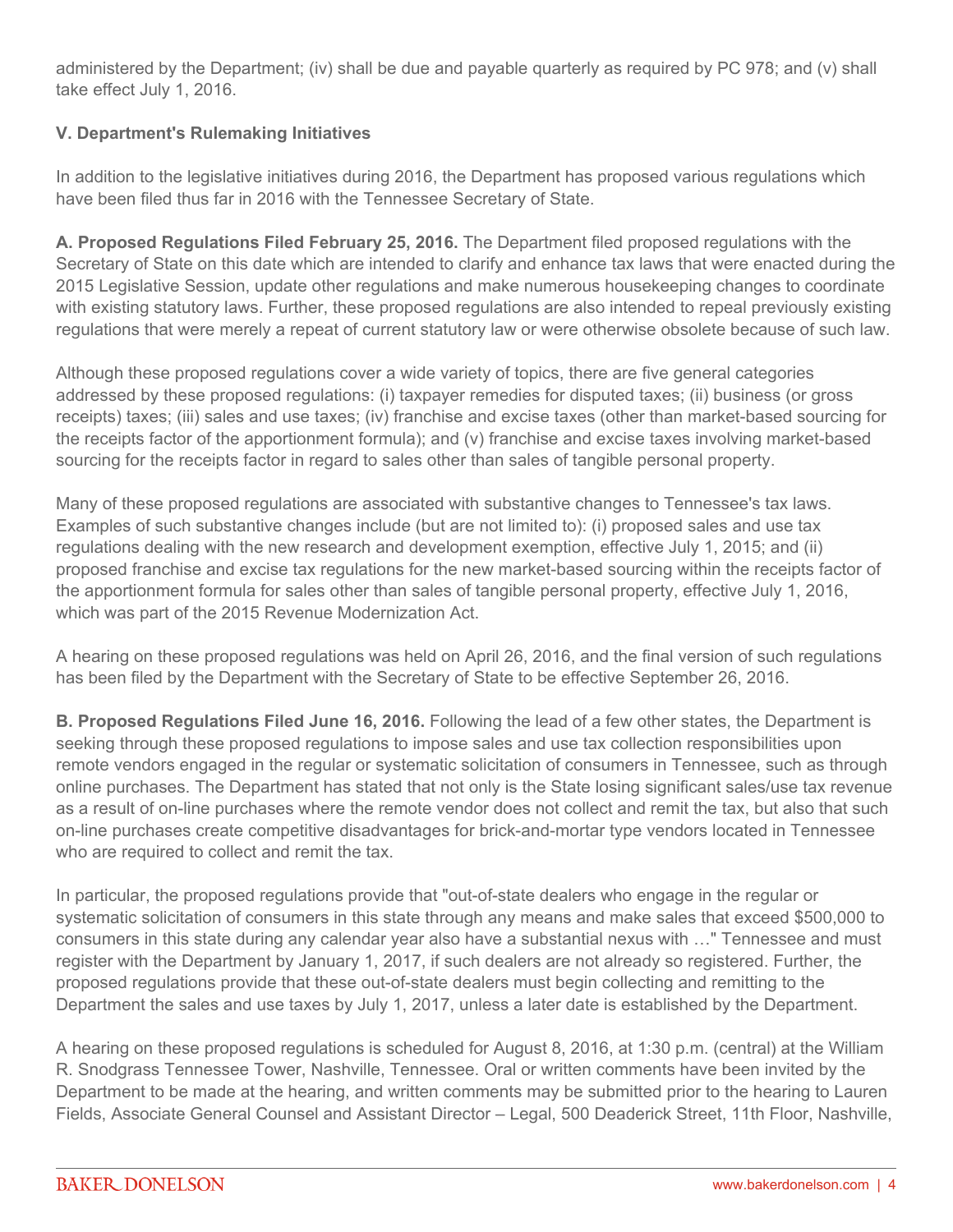administered by the Department; (iv) shall be due and payable quarterly as required by PC 978; and (v) shall take effect July 1, 2016.

**V. Department's Rulemaking Initiatives**

In addition to the legislative initiatives during 2016, the Department has proposed various regulations which have been filed thus far in 2016 with the Tennessee Secretary of State.

**A. Proposed Regulations Filed February 25, 2016.** The Department filed proposed regulations with the Secretary of State on this date which are intended to clarify and enhance tax laws that were enacted during the 2015 Legislative Session, update other regulations and make numerous housekeeping changes to coordinate with existing statutory laws. Further, these proposed regulations are also intended to repeal previously existing regulations that were merely a repeat of current statutory law or were otherwise obsolete because of such law.

Although these proposed regulations cover a wide variety of topics, there are five general categories addressed by these proposed regulations: (i) taxpayer remedies for disputed taxes; (ii) business (or gross receipts) taxes; (iii) sales and use taxes; (iv) franchise and excise taxes (other than market-based sourcing for the receipts factor of the apportionment formula); and (v) franchise and excise taxes involving market-based sourcing for the receipts factor in regard to sales other than sales of tangible personal property.

Many of these proposed regulations are associated with substantive changes to Tennessee's tax laws. Examples of such substantive changes include (but are not limited to): (i) proposed sales and use tax regulations dealing with the new research and development exemption, effective July 1, 2015; and (ii) proposed franchise and excise tax regulations for the new market-based sourcing within the receipts factor of the apportionment formula for sales other than sales of tangible personal property, effective July 1, 2016, which was part of the 2015 Revenue Modernization Act.

A hearing on these proposed regulations was held on April 26, 2016, and the final version of such regulations has been filed by the Department with the Secretary of State to be effective September 26, 2016.

**B. Proposed Regulations Filed June 16, 2016.** Following the lead of a few other states, the Department is seeking through these proposed regulations to impose sales and use tax collection responsibilities upon remote vendors engaged in the regular or systematic solicitation of consumers in Tennessee, such as through online purchases. The Department has stated that not only is the State losing significant sales/use tax revenue as a result of on-line purchases where the remote vendor does not collect and remit the tax, but also that such on-line purchases create competitive disadvantages for brick-and-mortar type vendors located in Tennessee who are required to collect and remit the tax.

In particular, the proposed regulations provide that "out-of-state dealers who engage in the regular or systematic solicitation of consumers in this state through any means and make sales that exceed $500,000 to consumers in this state during any calendar year also have a substantial nexus with …" Tennessee and must register with the Department by January 1, 2017, if such dealers are not already so registered. Further, the proposed regulations provide that these out-of-state dealers must begin collecting and remitting to the Department the sales and use taxes by July 1, 2017, unless a later date is established by the Department.

A hearing on these proposed regulations is scheduled for August 8, 2016, at 1:30 p.m. (central) at the William R. Snodgrass Tennessee Tower, Nashville, Tennessee. Oral or written comments have been invited by the Department to be made at the hearing, and written comments may be submitted prior to the hearing to Lauren Fields, Associate General Counsel and Assistant Director – Legal, 500 Deaderick Street, 11th Floor, Nashville,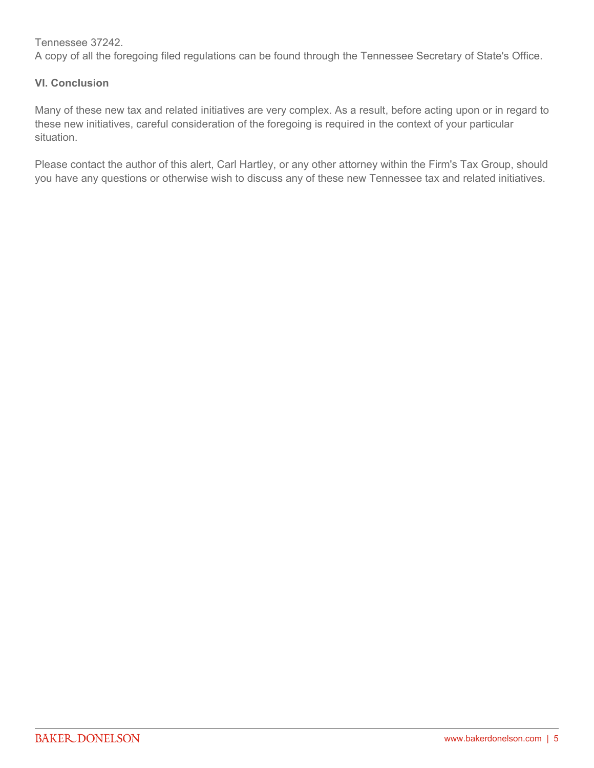Tennessee 37242.
A copy of all the foregoing filed regulations can be found through the Tennessee Secretary of State's Office.

## VI. Conclusion

Many of these new tax and related initiatives are very complex. As a result, before acting upon or in regard to these new initiatives, careful consideration of the foregoing is required in the context of your particular situation.

Please contact the author of this alert, Carl Hartley, or any other attorney within the Firm's Tax Group, should you have any questions or otherwise wish to discuss any of these new Tennessee tax and related initiatives.